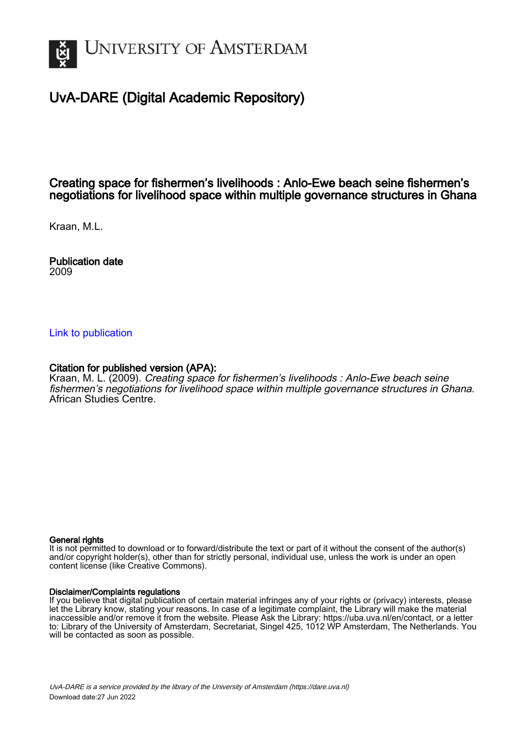# UvA-DARE (Digital Academic Repository)

## Creating space for fishermen's livelihoods : Anlo-Ewe beach seine fishermen's negotiations for livelihood space within multiple governance structures in Ghana

Kraan, M.L.

**Publication date**
2009

[Link to publication](#)

**Citation for published version (APA):**
Kraan, M. L. (2009). *Creating space for fishermen's livelihoods : Anlo-Ewe beach seine fishermen's negotiations for livelihood space within multiple governance structures in Ghana*. African Studies Centre.

**General rights**
It is not permitted to download or to forward/distribute the text or part of it without the consent of the author(s) and/or copyright holder(s), other than for strictly personal, individual use, unless the work is under an open content license (like Creative Commons).

**Disclaimer/Complaints regulations**
If you believe that digital publication of certain material infringes any of your rights or (privacy) interests, please let the Library know, stating your reasons. In case of a legitimate complaint, the Library will make the material inaccessible and/or remove it from the website. Please Ask the Library: https://uba.uva.nl/en/contact, or a letter to: Library of the University of Amsterdam, Secretariat, Singel 425, 1012 WP Amsterdam, The Netherlands. You will be contacted as soon as possible.

*UvA-DARE is a service provided by the library of the University of Amsterdam (https://dare.uva.nl)*
Download date:27 Jun 2022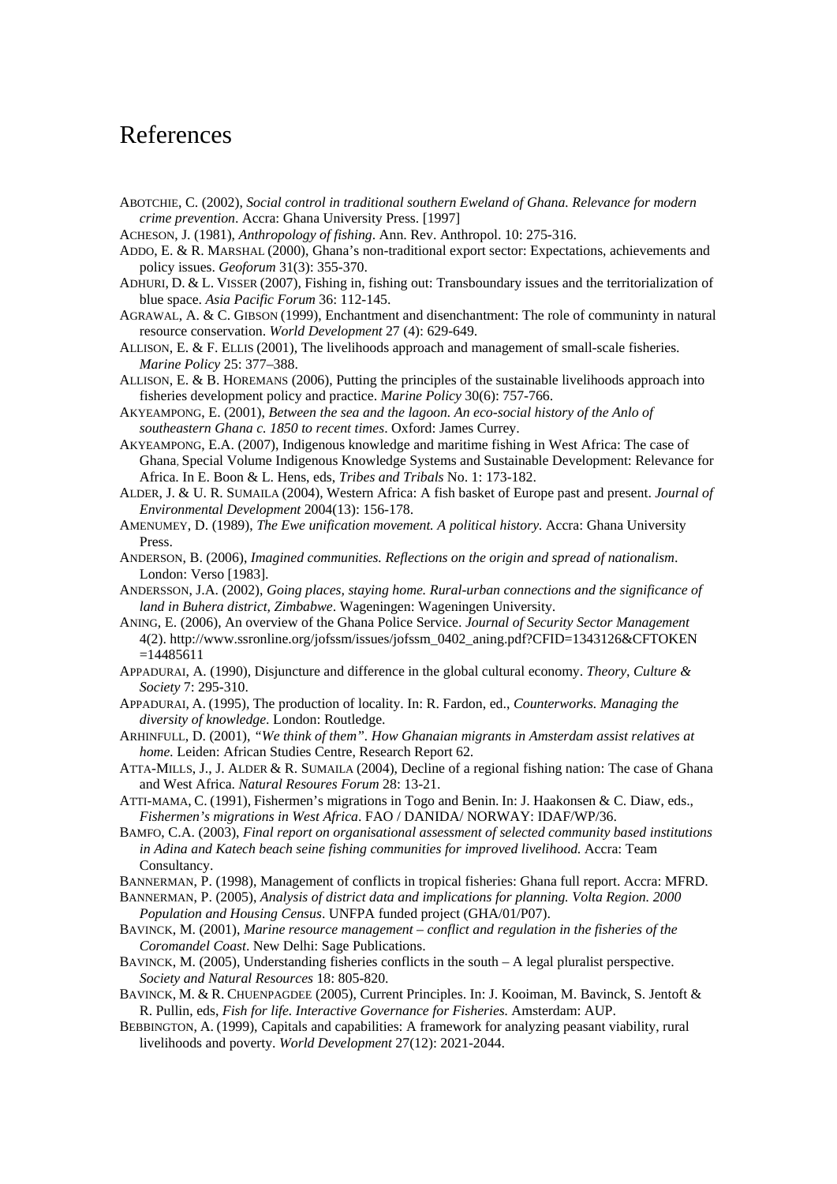# References

ABOTCHIE, C. (2002), *Social control in traditional southern Eweland of Ghana. Relevance for modern crime prevention*. Accra: Ghana University Press. [1997]

ACHESON, J. (1981), *Anthropology of fishing*. Ann. Rev. Anthropol. 10: 275-316.

ADDO, E. & R. MARSHAL (2000), Ghana's non-traditional export sector: Expectations, achievements and policy issues. *Geoforum* 31(3): 355-370.

ADHURI, D. & L. VISSER (2007), Fishing in, fishing out: Transboundary issues and the territorialization of blue space. *Asia Pacific Forum* 36: 112-145.

AGRAWAL, A. & C. GIBSON (1999), Enchantment and disenchantment: The role of communinty in natural resource conservation. *World Development* 27 (4): 629-649.

ALLISON, E. & F. ELLIS (2001), The livelihoods approach and management of small-scale fisheries. *Marine Policy* 25: 377–388.

ALLISON, E. & B. HOREMANS (2006), Putting the principles of the sustainable livelihoods approach into fisheries development policy and practice. *Marine Policy* 30(6): 757-766.

AKYEAMPONG, E. (2001), *Between the sea and the lagoon. An eco-social history of the Anlo of southeastern Ghana c. 1850 to recent times*. Oxford: James Currey.

AKYEAMPONG, E.A. (2007), Indigenous knowledge and maritime fishing in West Africa: The case of Ghana, Special Volume Indigenous Knowledge Systems and Sustainable Development: Relevance for Africa. In E. Boon & L. Hens, eds, *Tribes and Tribals* No. 1: 173-182.

ALDER, J. & U. R. SUMAILA (2004), Western Africa: A fish basket of Europe past and present. *Journal of Environmental Development* 2004(13): 156-178.

AMENUMEY, D. (1989), *The Ewe unification movement. A political history.* Accra: Ghana University Press.

ANDERSON, B. (2006), *Imagined communities. Reflections on the origin and spread of nationalism*. London: Verso [1983].

ANDERSSON, J.A. (2002), *Going places, staying home. Rural-urban connections and the significance of land in Buhera district, Zimbabwe*. Wageningen: Wageningen University.

ANING, E. (2006), An overview of the Ghana Police Service. *Journal of Security Sector Management* 4(2). http://www.ssronline.org/jofssm/issues/jofssm_0402_aning.pdf?CFID=1343126&CFTOKEN=14485611

APPADURAI, A. (1990), Disjuncture and difference in the global cultural economy. *Theory, Culture & Society* 7: 295-310.

APPADURAI, A. (1995), The production of locality. In: R. Fardon, ed., *Counterworks. Managing the diversity of knowledge*. London: Routledge.

ARHINFULL, D. (2001), *"We think of them". How Ghanaian migrants in Amsterdam assist relatives at home.* Leiden: African Studies Centre, Research Report 62.

ATTA-MILLS, J., J. ALDER & R. SUMAILA (2004), Decline of a regional fishing nation: The case of Ghana and West Africa. *Natural Resoures Forum* 28: 13-21.

ATTI-MAMA, C. (1991), Fishermen's migrations in Togo and Benin. In: J. Haakonsen & C. Diaw, eds., *Fishermen's migrations in West Africa*. FAO / DANIDA/ NORWAY: IDAF/WP/36.

BAMFO, C.A. (2003), *Final report on organisational assessment of selected community based institutions in Adina and Katech beach seine fishing communities for improved livelihood.* Accra: Team Consultancy.

BANNERMAN, P. (1998), Management of conflicts in tropical fisheries: Ghana full report. Accra: MFRD.

BANNERMAN, P. (2005), *Analysis of district data and implications for planning. Volta Region. 2000 Population and Housing Census*. UNFPA funded project (GHA/01/P07).

BAVINCK, M. (2001), *Marine resource management – conflict and regulation in the fisheries of the Coromandel Coast*. New Delhi: Sage Publications.

BAVINCK, M. (2005), Understanding fisheries conflicts in the south – A legal pluralist perspective. *Society and Natural Resources* 18: 805-820.

BAVINCK, M. & R. CHUENPAGDEE (2005), Current Principles. In: J. Kooiman, M. Bavinck, S. Jentoft & R. Pullin, eds, *Fish for life. Interactive Governance for Fisheries.* Amsterdam: AUP.

BEBBINGTON, A. (1999), Capitals and capabilities: A framework for analyzing peasant viability, rural livelihoods and poverty. *World Development* 27(12): 2021-2044.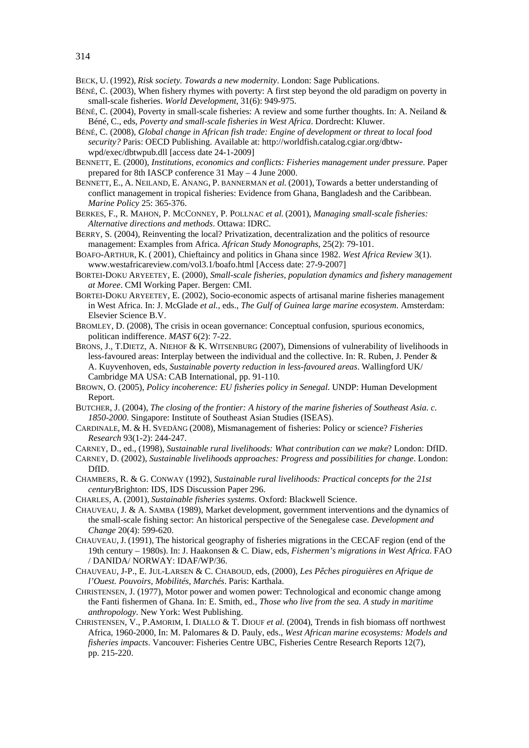BECK, U. (1992), *Risk society. Towards a new modernity*. London: Sage Publications.

BÉNÉ, C. (2003), When fishery rhymes with poverty: A first step beyond the old paradigm on poverty in small-scale fisheries. *World Development*, 31(6): 949-975.

BÉNÉ, C. (2004), Poverty in small-scale fisheries: A review and some further thoughts. In: A. Neiland & Béné, C., eds, *Poverty and small-scale fisheries in West Africa*. Dordrecht: Kluwer.

BÉNÉ, C. (2008), *Global change in African fish trade: Engine of development or threat to local food security?* Paris: OECD Publishing. Available at: http://worldfish.catalog.cgiar.org/dbtw-wpd/exec/dbtwpub.dll [access date 24-1-2009]

BENNETT, E. (2000), *Institutions, economics and conflicts: Fisheries management under pressure.* Paper prepared for 8th IASCP conference 31 May – 4 June 2000.

BENNETT, E., A. NEILAND, E. ANANG, P. BANNERMAN *et al.* (2001), Towards a better understanding of conflict management in tropical fisheries: Evidence from Ghana, Bangladesh and the Caribbean. *Marine Policy* 25: 365-376.

BERKES, F., R. MAHON, P. MCCONNEY, P. POLLNAC *et al.* (2001), *Managing small-scale fisheries: Alternative directions and methods*. Ottawa: IDRC.

BERRY, S. (2004), Reinventing the local? Privatization, decentralization and the politics of resource management: Examples from Africa. *African Study Monographs*, 25(2): 79-101.

BOAFO-ARTHUR, K. ( 2001), Chieftaincy and politics in Ghana since 1982. *West Africa Review* 3(1). www.westafricareview.com/vol3.1/boafo.html [Access date: 27-9-2007]

BORTEI-DOKU ARYEETEY, E. (2000), *Small-scale fisheries, population dynamics and fishery management at Moree*. CMI Working Paper. Bergen: CMI.

BORTEI-DOKU ARYEETEY, E. (2002), Socio-economic aspects of artisanal marine fisheries management in West Africa. In: J. McGlade *et al.*, eds., *The Gulf of Guinea large marine ecosystem*. Amsterdam: Elsevier Science B.V.

BROMLEY, D. (2008), The crisis in ocean governance: Conceptual confusion, spurious economics, politican indifference. *MAST* 6(2): 7-22.

BRONS, J., T.DIETZ, A. NIEHOF & K. WITSENBURG (2007), Dimensions of vulnerability of livelihoods in less-favoured areas: Interplay between the individual and the collective. In: R. Ruben, J. Pender & A. Kuyvenhoven, eds, *Sustainable poverty reduction in less-favoured areas*. Wallingford UK/ Cambridge MA USA: CAB International, pp. 91-110.

BROWN, O. (2005), *Policy incoherence: EU fisheries policy in Senegal*. UNDP: Human Development Report.

BUTCHER, J. (2004), *The closing of the frontier: A history of the marine fisheries of Southeast Asia. c. 1850-2000*. Singapore: Institute of Southeast Asian Studies (ISEAS).

CARDINALE, M. & H. SVEDÄNG (2008), Mismanagement of fisheries: Policy or science? *Fisheries Research* 93(1-2): 244-247.

CARNEY, D., ed., (1998), *Sustainable rural livelihoods: What contribution can we make*? London: DfID.

CARNEY, D. (2002), *Sustainable livelihoods approaches: Progress and possibilities for change*. London: DfID.

CHAMBERS, R. & G. CONWAY (1992), *Sustainable rural livelihoods: Practical concepts for the 21st century*Brighton: IDS, IDS Discussion Paper 296.

CHARLES, A. (2001), *Sustainable fisheries systems*. Oxford: Blackwell Science.

CHAUVEAU, J. & A. SAMBA (1989), Market development, government interventions and the dynamics of the small-scale fishing sector: An historical perspective of the Senegalese case. *Development and Change* 20(4): 599-620.

CHAUVEAU, J. (1991), The historical geography of fisheries migrations in the CECAF region (end of the 19th century – 1980s). In: J. Haakonsen & C. Diaw, eds, *Fishermen's migrations in West Africa*. FAO / DANIDA/ NORWAY: IDAF/WP/36.

CHAUVEAU, J-P., E. JUL-LARSEN & C. CHABOUD, eds, (2000), *Les Pêches piroguières en Afrique de l'Ouest. Pouvoirs, Mobilités, Marchés*. Paris: Karthala.

CHRISTENSEN, J. (1977), Motor power and women power: Technological and economic change among the Fanti fishermen of Ghana. In: E. Smith, ed., *Those who live from the sea. A study in maritime anthropology*. New York: West Publishing.

CHRISTENSEN, V., P.AMORIM, I. DIALLO & T. DIOUF *et al.* (2004), Trends in fish biomass off northwest Africa, 1960-2000, In: M. Palomares & D. Pauly, eds., *West African marine ecosystems: Models and fisheries impacts*. Vancouver: Fisheries Centre UBC, Fisheries Centre Research Reports 12(7), pp. 215-220.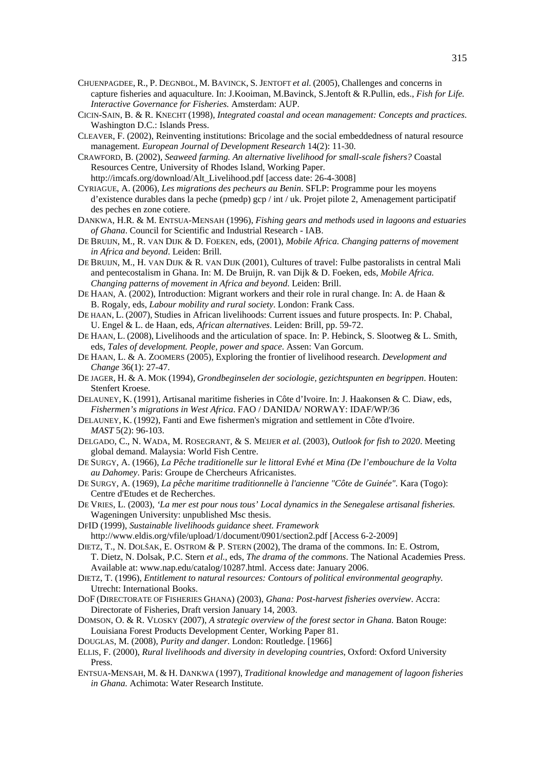CHUENPAGDEE, R., P. DEGNBOL, M. BAVINCK, S. JENTOFT *et al.* (2005), Challenges and concerns in capture fisheries and aquaculture. In: J.Kooiman, M.Bavinck, S.Jentoft & R.Pullin, eds., *Fish for Life. Interactive Governance for Fisheries.* Amsterdam: AUP.

CICIN-SAIN, B. & R. KNECHT (1998), *Integrated coastal and ocean management: Concepts and practices.* Washington D.C.: Islands Press.

CLEAVER, F. (2002), Reinventing institutions: Bricolage and the social embeddedness of natural resource management. *European Journal of Development Research* 14(2): 11-30.

CRAWFORD, B. (2002), *Seaweed farming. An alternative livelihood for small-scale fishers?* Coastal Resources Centre, University of Rhodes Island, Working Paper. http://imcafs.org/download/Alt_Livelihood.pdf [access date: 26-4-3008]

CYRIAGUE, A. (2006), *Les migrations des pecheurs au Benin*. SFLP: Programme pour les moyens d'existence durables dans la peche (pmedp) gcp / int / uk. Projet pilote 2, Amenagement participatif des peches en zone cotiere.

DANKWA, H.R. & M. ENTSUA-MENSAH (1996), *Fishing gears and methods used in lagoons and estuaries of Ghana*. Council for Scientific and Industrial Research - IAB.

DE BRUIJN, M., R. VAN DIJK & D. FOEKEN, eds, (2001), *Mobile Africa. Changing patterns of movement in Africa and beyond*. Leiden: Brill.

DE BRUIJN, M., H. VAN DIJK & R. VAN DIJK (2001), Cultures of travel: Fulbe pastoralists in central Mali and pentecostalism in Ghana. In: M. De Bruijn, R. van Dijk & D. Foeken, eds, *Mobile Africa. Changing patterns of movement in Africa and beyond.* Leiden: Brill.

DE HAAN, A. (2002), Introduction: Migrant workers and their role in rural change. In: A. de Haan & B. Rogaly, eds, *Labour mobility and rural society*. London: Frank Cass.

DE HAAN, L. (2007), Studies in African livelihoods: Current issues and future prospects. In: P. Chabal, U. Engel & L. de Haan, eds, *African alternatives*. Leiden: Brill, pp. 59-72.

DE HAAN, L. (2008), Livelihoods and the articulation of space. In: P. Hebinck, S. Slootweg & L. Smith, eds, *Tales of development. People, power and space*. Assen: Van Gorcum.

DE HAAN, L. & A. ZOOMERS (2005), Exploring the frontier of livelihood research. *Development and Change* 36(1): 27-47.

DE JAGER, H. & A. MOK (1994), *Grondbeginselen der sociologie, gezichtspunten en begrippen*. Houten: Stenfert Kroese.

DELAUNEY, K. (1991), Artisanal maritime fisheries in Côte d'Ivoire. In: J. Haakonsen & C. Diaw, eds, *Fishermen's migrations in West Africa*. FAO / DANIDA/ NORWAY: IDAF/WP/36

DELAUNEY, K. (1992), Fanti and Ewe fishermen's migration and settlement in Côte d'Ivoire. *MAST* 5(2): 96-103.

DELGADO, C., N. WADA, M. ROSEGRANT, & S. MEIJER *et al.* (2003), *Outlook for fish to 2020*. Meeting global demand. Malaysia: World Fish Centre.

DE SURGY, A. (1966), *La Pêche traditionelle sur le littoral Evhé et Mina (De l'embouchure de la Volta au Dahomey*. Paris: Groupe de Chercheurs Africanistes.

DE SURGY, A. (1969), *La pêche maritime traditionnelle à l'ancienne "Côte de Guinée".* Kara (Togo): Centre d'Etudes et de Recherches.

DE VRIES, L. (2003), *'La mer est pour nous tous' Local dynamics in the Senegalese artisanal fisheries.* Wageningen University: unpublished Msc thesis.

DFID (1999), *Sustainable livelihoods guidance sheet. Framework* http://www.eldis.org/vfile/upload/1/document/0901/section2.pdf [Access 6-2-2009]

DIETZ, T., N. DOLŠAK, E. OSTROM & P. STERN (2002), The drama of the commons. In: E. Ostrom, T. Dietz, N. Dolsak, P.C. Stern *et al.*, eds, *The drama of the commons*. The National Academies Press. Available at: www.nap.edu/catalog/10287.html. Access date: January 2006.

DIETZ, T. (1996), *Entitlement to natural resources: Contours of political environmental geography.* Utrecht: International Books.

DOF (DIRECTORATE OF FISHERIES GHANA) (2003), *Ghana: Post-harvest fisheries overview*. Accra: Directorate of Fisheries, Draft version January 14, 2003.

DOMSON, O. & R. VLOSKY (2007), *A strategic overview of the forest sector in Ghana.* Baton Rouge: Louisiana Forest Products Development Center, Working Paper 81.

DOUGLAS, M. (2008), *Purity and danger*. London: Routledge. [1966]

ELLIS, F. (2000), *Rural livelihoods and diversity in developing countries*, Oxford: Oxford University Press.

ENTSUA-MENSAH, M. & H. DANKWA (1997), *Traditional knowledge and management of lagoon fisheries in Ghana.* Achimota: Water Research Institute.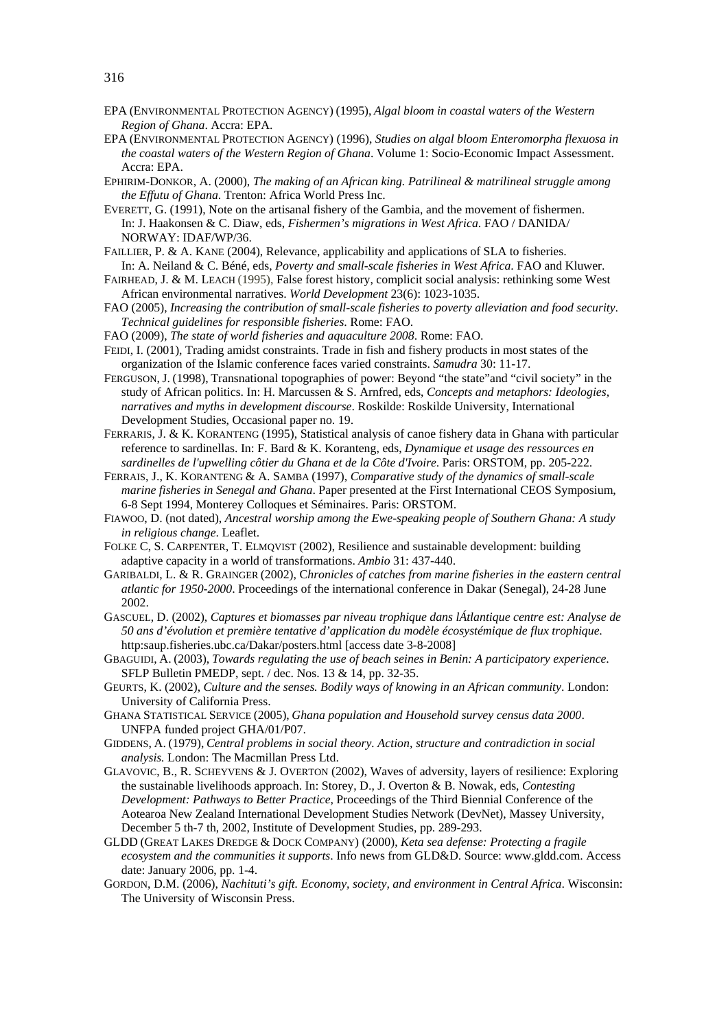EPA (Environmental Protection Agency) (1995), *Algal bloom in coastal waters of the Western Region of Ghana*. Accra: EPA.

EPA (Environmental Protection Agency) (1996), *Studies on algal bloom Enteromorpha flexuosa in the coastal waters of the Western Region of Ghana*. Volume 1: Socio-Economic Impact Assessment. Accra: EPA.

Ephirim-Donkor, A. (2000), *The making of an African king. Patrilineal & matrilineal struggle among the Effutu of Ghana*. Trenton: Africa World Press Inc.

Everett, G. (1991), Note on the artisanal fishery of the Gambia, and the movement of fishermen. In: J. Haakonsen & C. Diaw, eds, *Fishermen's migrations in West Africa*. FAO / DANIDA/ NORWAY: IDAF/WP/36.

Faillier, P. & A. Kane (2004), Relevance, applicability and applications of SLA to fisheries. In: A. Neiland & C. Béné, eds, *Poverty and small-scale fisheries in West Africa*. FAO and Kluwer.

Fairhead, J. & M. Leach (1995), False forest history, complicit social analysis: rethinking some West African environmental narratives. *World Development* 23(6): 1023-1035.

FAO (2005), *Increasing the contribution of small-scale fisheries to poverty alleviation and food security*. *Technical guidelines for responsible fisheries*. Rome: FAO.

FAO (2009), *The state of world fisheries and aquaculture 2008*. Rome: FAO.

Feidi, I. (2001), Trading amidst constraints. Trade in fish and fishery products in most states of the organization of the Islamic conference faces varied constraints. *Samudra* 30: 11-17.

Ferguson, J. (1998), Transnational topographies of power: Beyond "the state"and "civil society" in the study of African politics. In: H. Marcussen & S. Arnfred, eds, *Concepts and metaphors: Ideologies, narratives and myths in development discourse*. Roskilde: Roskilde University, International Development Studies, Occasional paper no. 19.

Ferraris, J. & K. Koranteng (1995), Statistical analysis of canoe fishery data in Ghana with particular reference to sardinellas. In: F. Bard & K. Koranteng, eds, *Dynamique et usage des ressources en sardinelles de l'upwelling côtier du Ghana et de la Côte d'Ivoire*. Paris: ORSTOM, pp. 205-222.

Ferrais, J., K. Koranteng & A. Samba (1997), *Comparative study of the dynamics of small-scale marine fisheries in Senegal and Ghana*. Paper presented at the First International CEOS Symposium, 6-8 Sept 1994, Monterey Colloques et Séminaires. Paris: ORSTOM.

Fiawoo, D. (not dated), *Ancestral worship among the Ewe-speaking people of Southern Ghana: A study in religious change*. Leaflet.

Folke C, S. Carpenter, T. Elmqvist (2002), Resilience and sustainable development: building adaptive capacity in a world of transformations. *Ambio* 31: 437-440.

Garibaldi, L. & R. Grainger (2002), C*hronicles of catches from marine fisheries in the eastern central atlantic for 1950-2000*. Proceedings of the international conference in Dakar (Senegal), 24-28 June 2002.

Gascuel, D. (2002), *Captures et biomasses par niveau trophique dans lÁtlantique centre est: Analyse de 50 ans d'évolution et première tentative d'application du modèle écosystémique de flux trophique.* http:saup.fisheries.ubc.ca/Dakar/posters.html [access date 3-8-2008]

Gbaguidi, A. (2003), *Towards regulating the use of beach seines in Benin: A participatory experience*. SFLP Bulletin PMEDP, sept. / dec. Nos. 13 & 14, pp. 32-35.

Geurts, K. (2002), *Culture and the senses. Bodily ways of knowing in an African community*. London: University of California Press.

Ghana Statistical Service (2005), *Ghana population and Household survey census data 2000*. UNFPA funded project GHA/01/P07.

Giddens, A. (1979), *Central problems in social theory. Action, structure and contradiction in social analysis.* London: The Macmillan Press Ltd.

Glavovic, B., R. Scheyvens & J. Overton (2002), Waves of adversity, layers of resilience: Exploring the sustainable livelihoods approach. In: Storey, D., J. Overton & B. Nowak, eds, *Contesting Development: Pathways to Better Practice*, Proceedings of the Third Biennial Conference of the Aotearoa New Zealand International Development Studies Network (DevNet), Massey University, December 5 th-7 th, 2002, Institute of Development Studies, pp. 289-293.

GLDD (Great Lakes Dredge & Dock Company) (2000), *Keta sea defense: Protecting a fragile ecosystem and the communities it supports*. Info news from GLD&D. Source: www.gldd.com. Access date: January 2006, pp. 1-4.

Gordon, D.M. (2006), *Nachituti's gift. Economy, society, and environment in Central Africa*. Wisconsin: The University of Wisconsin Press.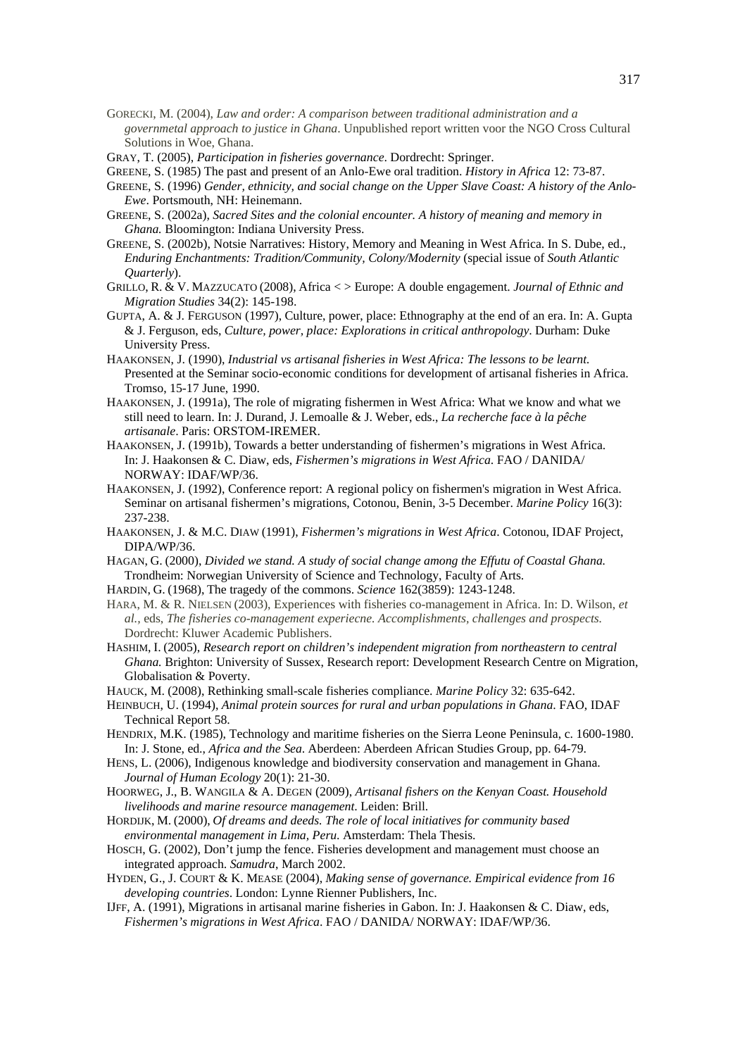GORECKI, M. (2004), *Law and order: A comparison between traditional administration and a governmetal approach to justice in Ghana*. Unpublished report written voor the NGO Cross Cultural Solutions in Woe, Ghana.

GRAY, T. (2005), *Participation in fisheries governance*. Dordrecht: Springer.

GREENE, S. (1985) The past and present of an Anlo-Ewe oral tradition. *History in Africa* 12: 73-87.

GREENE, S. (1996) *Gender, ethnicity, and social change on the Upper Slave Coast: A history of the Anlo-Ewe*. Portsmouth, NH: Heinemann.

GREENE, S. (2002a), *Sacred Sites and the colonial encounter. A history of meaning and memory in Ghana.* Bloomington: Indiana University Press.

GREENE, S. (2002b), Notsie Narratives: History, Memory and Meaning in West Africa. In S. Dube, ed., *Enduring Enchantments: Tradition/Community, Colony/Modernity* (special issue of *South Atlantic Quarterly*).

GRILLO, R. & V. MAZZUCATO (2008), Africa < > Europe: A double engagement. *Journal of Ethnic and Migration Studies* 34(2): 145-198.

GUPTA, A. & J. FERGUSON (1997), Culture, power, place: Ethnography at the end of an era. In: A. Gupta & J. Ferguson, eds, *Culture, power, place: Explorations in critical anthropology*. Durham: Duke University Press.

HAAKONSEN, J. (1990), *Industrial vs artisanal fisheries in West Africa: The lessons to be learnt.* Presented at the Seminar socio-economic conditions for development of artisanal fisheries in Africa. Tromso, 15-17 June, 1990.

HAAKONSEN, J. (1991a), The role of migrating fishermen in West Africa: What we know and what we still need to learn. In: J. Durand, J. Lemoalle & J. Weber, eds., *La recherche face à la pêche artisanale*. Paris: ORSTOM-IREMER.

HAAKONSEN, J. (1991b), Towards a better understanding of fishermen's migrations in West Africa. In: J. Haakonsen & C. Diaw, eds, *Fishermen's migrations in West Africa*. FAO / DANIDA/ NORWAY: IDAF/WP/36.

HAAKONSEN, J. (1992), Conference report: A regional policy on fishermen's migration in West Africa. Seminar on artisanal fishermen's migrations, Cotonou, Benin, 3-5 December. *Marine Policy* 16(3): 237-238.

HAAKONSEN, J. & M.C. DIAW (1991), *Fishermen's migrations in West Africa*. Cotonou, IDAF Project, DIPA/WP/36.

HAGAN, G. (2000), *Divided we stand. A study of social change among the Effutu of Coastal Ghana.* Trondheim: Norwegian University of Science and Technology, Faculty of Arts.

HARDIN, G. (1968), The tragedy of the commons. *Science* 162(3859): 1243-1248.

HARA, M. & R. NIELSEN (2003), Experiences with fisheries co-management in Africa. In: D. Wilson, *et al.*, eds, *The fisheries co-management experiecne. Accomplishments, challenges and prospects.* Dordrecht: Kluwer Academic Publishers.

HASHIM, I. (2005), *Research report on children's independent migration from northeastern to central Ghana.* Brighton: University of Sussex, Research report: Development Research Centre on Migration, Globalisation & Poverty.

HAUCK, M. (2008), Rethinking small-scale fisheries compliance. *Marine Policy* 32: 635-642.

HEINBUCH, U. (1994), *Animal protein sources for rural and urban populations in Ghana*. FAO, IDAF Technical Report 58.

HENDRIX, M.K. (1985), Technology and maritime fisheries on the Sierra Leone Peninsula, c. 1600-1980. In: J. Stone, ed., *Africa and the Sea*. Aberdeen: Aberdeen African Studies Group, pp. 64-79.

HENS, L. (2006), Indigenous knowledge and biodiversity conservation and management in Ghana. *Journal of Human Ecology* 20(1): 21-30.

HOORWEG, J., B. WANGILA & A. DEGEN (2009), *Artisanal fishers on the Kenyan Coast. Household livelihoods and marine resource management*. Leiden: Brill.

HORDIJK, M. (2000), *Of dreams and deeds. The role of local initiatives for community based environmental management in Lima, Peru.* Amsterdam: Thela Thesis.

HOSCH, G. (2002), Don't jump the fence. Fisheries development and management must choose an integrated approach. *Samudra*, March 2002.

HYDEN, G., J. COURT & K. MEASE (2004), *Making sense of governance. Empirical evidence from 16 developing countries*. London: Lynne Rienner Publishers, Inc.

IJFF, A. (1991), Migrations in artisanal marine fisheries in Gabon. In: J. Haakonsen & C. Diaw, eds, *Fishermen's migrations in West Africa*. FAO / DANIDA/ NORWAY: IDAF/WP/36.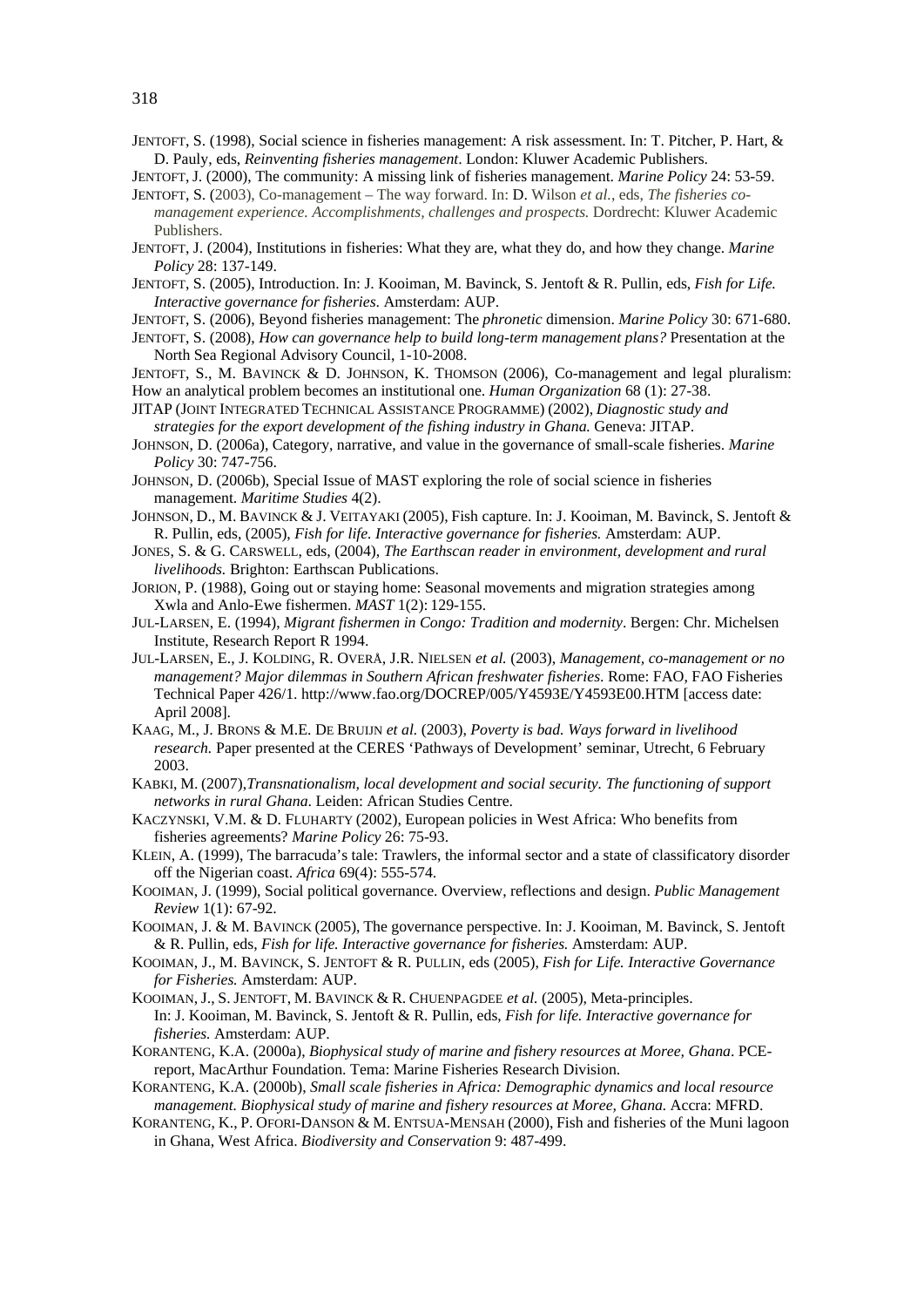JENTOFT, S. (1998), Social science in fisheries management: A risk assessment. In: T. Pitcher, P. Hart, & D. Pauly, eds, *Reinventing fisheries management*. London: Kluwer Academic Publishers.

JENTOFT, J. (2000), The community: A missing link of fisheries management. *Marine Policy* 24: 53-59.

JENTOFT, S. (2003), Co-management – The way forward. In: D. Wilson *et al.*, eds, *The fisheries co-management experience. Accomplishments, challenges and prospects.* Dordrecht: Kluwer Academic Publishers.

JENTOFT, J. (2004), Institutions in fisheries: What they are, what they do, and how they change. *Marine Policy* 28: 137-149.

JENTOFT, S. (2005), Introduction. In: J. Kooiman, M. Bavinck, S. Jentoft & R. Pullin, eds, *Fish for Life. Interactive governance for fisheries.* Amsterdam: AUP.

JENTOFT, S. (2006), Beyond fisheries management: The *phronetic* dimension. *Marine Policy* 30: 671-680.

JENTOFT, S. (2008), *How can governance help to build long-term management plans?* Presentation at the North Sea Regional Advisory Council, 1-10-2008.

JENTOFT, S., M. BAVINCK & D. JOHNSON, K. THOMSON (2006), Co-management and legal pluralism: How an analytical problem becomes an institutional one. *Human Organization* 68 (1): 27-38.

JITAP (JOINT INTEGRATED TECHNICAL ASSISTANCE PROGRAMME) (2002), *Diagnostic study and strategies for the export development of the fishing industry in Ghana.* Geneva: JITAP.

JOHNSON, D. (2006a), Category, narrative, and value in the governance of small-scale fisheries. *Marine Policy* 30: 747-756.

JOHNSON, D. (2006b), Special Issue of MAST exploring the role of social science in fisheries management. *Maritime Studies* 4(2).

JOHNSON, D., M. BAVINCK & J. VEITAYAKI (2005), Fish capture. In: J. Kooiman, M. Bavinck, S. Jentoft & R. Pullin, eds, (2005), *Fish for life. Interactive governance for fisheries.* Amsterdam: AUP.

JONES, S. & G. CARSWELL, eds, (2004), *The Earthscan reader in environment, development and rural livelihoods.* Brighton: Earthscan Publications.

JORION, P. (1988), Going out or staying home: Seasonal movements and migration strategies among Xwla and Anlo-Ewe fishermen. *MAST* 1(2): 129-155.

JUL-LARSEN, E. (1994), *Migrant fishermen in Congo: Tradition and modernity*. Bergen: Chr. Michelsen Institute, Research Report R 1994.

JUL-LARSEN, E., J. KOLDING, R. OVERÅ, J.R. NIELSEN *et al.* (2003), *Management, co-management or no management? Major dilemmas in Southern African freshwater fisheries.* Rome: FAO, FAO Fisheries Technical Paper 426/1. http://www.fao.org/DOCREP/005/Y4593E/Y4593E00.HTM [access date: April 2008].

KAAG, M., J. BRONS & M.E. DE BRUIJN *et al.* (2003), *Poverty is bad. Ways forward in livelihood research.* Paper presented at the CERES 'Pathways of Development' seminar, Utrecht, 6 February 2003.

KABKI, M. (2007),*Transnationalism, local development and social security. The functioning of support networks in rural Ghana*. Leiden: African Studies Centre.

KACZYNSKI, V.M. & D. FLUHARTY (2002), European policies in West Africa: Who benefits from fisheries agreements? *Marine Policy* 26: 75-93.

KLEIN, A. (1999), The barracuda's tale: Trawlers, the informal sector and a state of classificatory disorder off the Nigerian coast. *Africa* 69(4): 555-574.

KOOIMAN, J. (1999), Social political governance. Overview, reflections and design. *Public Management Review* 1(1): 67-92.

KOOIMAN, J. & M. BAVINCK (2005), The governance perspective. In: J. Kooiman, M. Bavinck, S. Jentoft & R. Pullin, eds, *Fish for life. Interactive governance for fisheries.* Amsterdam: AUP.

KOOIMAN, J., M. BAVINCK, S. JENTOFT & R. PULLIN, eds (2005), *Fish for Life. Interactive Governance for Fisheries.* Amsterdam: AUP.

KOOIMAN, J., S. JENTOFT, M. BAVINCK & R. CHUENPAGDEE *et al.* (2005), Meta-principles. In: J. Kooiman, M. Bavinck, S. Jentoft & R. Pullin, eds, *Fish for life. Interactive governance for fisheries.* Amsterdam: AUP.

KORANTENG, K.A. (2000a), *Biophysical study of marine and fishery resources at Moree, Ghana*. PCE-report, MacArthur Foundation. Tema: Marine Fisheries Research Division.

KORANTENG, K.A. (2000b), *Small scale fisheries in Africa: Demographic dynamics and local resource management. Biophysical study of marine and fishery resources at Moree, Ghana.* Accra: MFRD.

KORANTENG, K., P. OFORI-DANSON & M. ENTSUA-MENSAH (2000), Fish and fisheries of the Muni lagoon in Ghana, West Africa. *Biodiversity and Conservation* 9: 487-499.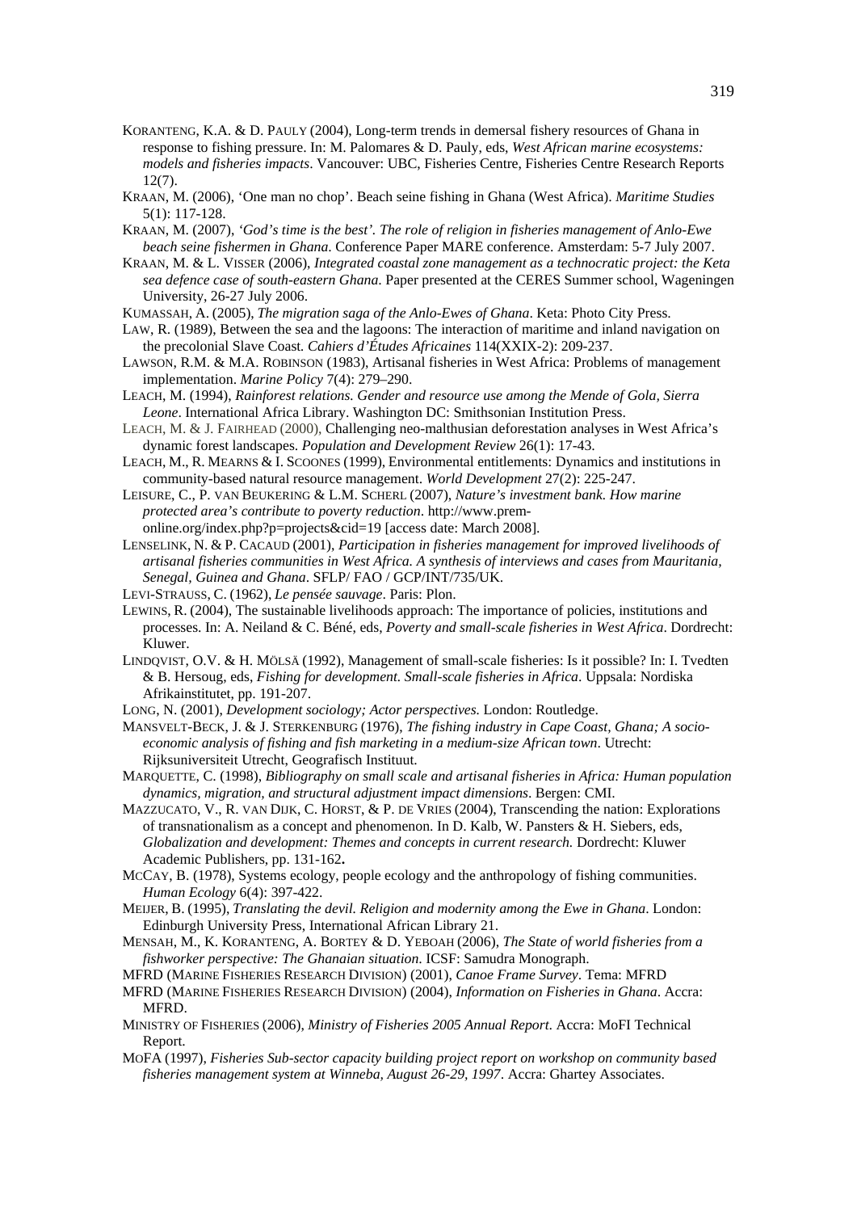KORANTENG, K.A. & D. PAULY (2004), Long-term trends in demersal fishery resources of Ghana in response to fishing pressure. In: M. Palomares & D. Pauly, eds, *West African marine ecosystems: models and fisheries impacts*. Vancouver: UBC, Fisheries Centre, Fisheries Centre Research Reports 12(7).

KRAAN, M. (2006), 'One man no chop'. Beach seine fishing in Ghana (West Africa). *Maritime Studies* 5(1): 117-128.

KRAAN, M. (2007), *'God's time is the best'. The role of religion in fisheries management of Anlo-Ewe beach seine fishermen in Ghana*. Conference Paper MARE conference. Amsterdam: 5-7 July 2007.

KRAAN, M. & L. VISSER (2006), *Integrated coastal zone management as a technocratic project: the Keta sea defence case of south-eastern Ghana*. Paper presented at the CERES Summer school, Wageningen University, 26-27 July 2006.

KUMASSAH, A. (2005), *The migration saga of the Anlo-Ewes of Ghana*. Keta: Photo City Press.

LAW, R. (1989), Between the sea and the lagoons: The interaction of maritime and inland navigation on the precolonial Slave Coast. *Cahiers d'Études Africaines* 114(XXIX-2): 209-237.

LAWSON, R.M. & M.A. ROBINSON (1983), Artisanal fisheries in West Africa: Problems of management implementation. *Marine Policy* 7(4): 279–290.

LEACH, M. (1994), *Rainforest relations. Gender and resource use among the Mende of Gola, Sierra Leone*. International Africa Library. Washington DC: Smithsonian Institution Press.

LEACH, M. & J. FAIRHEAD (2000), Challenging neo-malthusian deforestation analyses in West Africa's dynamic forest landscapes. *Population and Development Review* 26(1): 17-43.

LEACH, M., R. MEARNS & I. SCOONES (1999), Environmental entitlements: Dynamics and institutions in community-based natural resource management. *World Development* 27(2): 225-247.

LEISURE, C., P. VAN BEUKERING & L.M. SCHERL (2007), *Nature's investment bank. How marine protected area's contribute to poverty reduction*. http://www.prem-online.org/index.php?p=projects&cid=19 [access date: March 2008].

LENSELINK, N. & P. CACAUD (2001), *Participation in fisheries management for improved livelihoods of artisanal fisheries communities in West Africa. A synthesis of interviews and cases from Mauritania, Senegal, Guinea and Ghana*. SFLP/ FAO / GCP/INT/735/UK.

LEVI-STRAUSS, C. (1962), *Le pensée sauvage*. Paris: Plon.

LEWINS, R. (2004), The sustainable livelihoods approach: The importance of policies, institutions and processes. In: A. Neiland & C. Béné, eds, *Poverty and small-scale fisheries in West Africa*. Dordrecht: Kluwer.

LINDQVIST, O.V. & H. MÖLSÄ (1992), Management of small-scale fisheries: Is it possible? In: I. Tvedten & B. Hersoug, eds, *Fishing for development. Small-scale fisheries in Africa*. Uppsala: Nordiska Afrikainstitutet, pp. 191-207.

LONG, N. (2001), *Development sociology; Actor perspectives*. London: Routledge.

MANSVELT-BECK, J. & J. STERKENBURG (1976), *The fishing industry in Cape Coast, Ghana; A socio-economic analysis of fishing and fish marketing in a medium-size African town*. Utrecht: Rijksuniversiteit Utrecht, Geografisch Instituut.

MARQUETTE, C. (1998), *Bibliography on small scale and artisanal fisheries in Africa: Human population dynamics, migration, and structural adjustment impact dimensions*. Bergen: CMI.

MAZZUCATO, V., R. VAN DIJK, C. HORST, & P. DE VRIES (2004), Transcending the nation: Explorations of transnationalism as a concept and phenomenon. In D. Kalb, W. Pansters & H. Siebers, eds, *Globalization and development: Themes and concepts in current research.* Dordrecht: Kluwer Academic Publishers, pp. 131-162**.**

MCCAY, B. (1978), Systems ecology, people ecology and the anthropology of fishing communities. *Human Ecology* 6(4): 397-422.

MEIJER, B. (1995), *Translating the devil. Religion and modernity among the Ewe in Ghana*. London: Edinburgh University Press, International African Library 21.

MENSAH, M., K. KORANTENG, A. BORTEY & D. YEBOAH (2006), *The State of world fisheries from a fishworker perspective: The Ghanaian situation*. ICSF: Samudra Monograph.

MFRD (MARINE FISHERIES RESEARCH DIVISION) (2001), *Canoe Frame Survey*. Tema: MFRD

MFRD (MARINE FISHERIES RESEARCH DIVISION) (2004), *Information on Fisheries in Ghana*. Accra: MFRD.

MINISTRY OF FISHERIES (2006), *Ministry of Fisheries 2005 Annual Report*. Accra: MoFI Technical Report.

MOFA (1997), *Fisheries Sub-sector capacity building project report on workshop on community based fisheries management system at Winneba, August 26-29, 1997*. Accra: Ghartey Associates.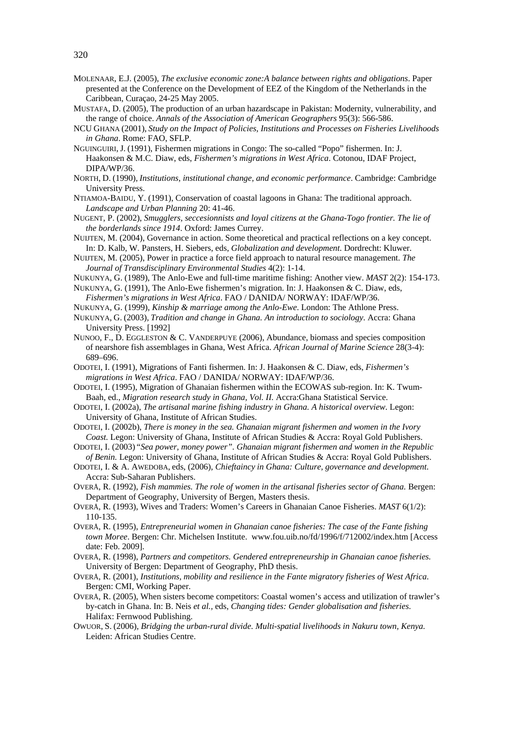MOLENAAR, E.J. (2005), *The exclusive economic zone:A balance between rights and obligations*. Paper presented at the Conference on the Development of EEZ of the Kingdom of the Netherlands in the Caribbean, Curaçao, 24-25 May 2005.

MUSTAFA, D. (2005), The production of an urban hazardscape in Pakistan: Modernity, vulnerability, and the range of choice. *Annals of the Association of American Geographers* 95(3): 566-586.

NCU GHANA (2001), *Study on the Impact of Policies, Institutions and Processes on Fisheries Livelihoods in Ghana*. Rome: FAO, SFLP.

NGUINGUIRI, J. (1991), Fishermen migrations in Congo: The so-called "Popo" fishermen. In: J. Haakonsen & M.C. Diaw, eds, *Fishermen's migrations in West Africa*. Cotonou, IDAF Project, DIPA/WP/36.

NORTH, D. (1990), *Institutions, institutional change, and economic performance*. Cambridge: Cambridge University Press.

NTIAMOA-BAIDU, Y. (1991), Conservation of coastal lagoons in Ghana: The traditional approach. *Landscape and Urban Planning* 20: 41-46.

NUGENT, P. (2002), *Smugglers, seccesionnists and loyal citizens at the Ghana-Togo frontier. The lie of the borderlands since 1914*. Oxford: James Currey.

NUIJTEN, M. (2004), Governance in action. Some theoretical and practical reflections on a key concept. In: D. Kalb, W. Pansters, H. Siebers, eds, *Globalization and development*. Dordrecht: Kluwer.

NUIJTEN, M. (2005), Power in practice a force field approach to natural resource management. *The Journal of Transdisciplinary Environmental Studies* 4(2): 1-14.

NUKUNYA, G. (1989), The Anlo-Ewe and full-time maritime fishing: Another view. *MAST* 2(2): 154-173.

NUKUNYA, G. (1991), The Anlo-Ewe fishermen's migration. In: J. Haakonsen & C. Diaw, eds, *Fishermen's migrations in West Africa*. FAO / DANIDA/ NORWAY: IDAF/WP/36.

NUKUNYA, G. (1999), *Kinship & marriage among the Anlo-Ewe*. London: The Athlone Press.

NUKUNYA, G. (2003), *Tradition and change in Ghana. An introduction to sociology*. Accra: Ghana University Press. [1992]

NUNOO, F., D. EGGLESTON & C. VANDERPUYE (2006), Abundance, biomass and species composition of nearshore fish assemblages in Ghana, West Africa. *African Journal of Marine Science* 28(3-4): 689–696.

ODOTEI, I. (1991), Migrations of Fanti fishermen. In: J. Haakonsen & C. Diaw, eds, *Fishermen's migrations in West Africa*. FAO / DANIDA/ NORWAY: IDAF/WP/36.

ODOTEI, I. (1995), Migration of Ghanaian fishermen within the ECOWAS sub-region. In: K. Twum-Baah, ed., *Migration research study in Ghana, Vol. II.* Accra:Ghana Statistical Service.

ODOTEI, I. (2002a), *The artisanal marine fishing industry in Ghana. A historical overview*. Legon: University of Ghana, Institute of African Studies.

ODOTEI, I. (2002b), *There is money in the sea. Ghanaian migrant fishermen and women in the Ivory Coast.* Legon: University of Ghana, Institute of African Studies & Accra: Royal Gold Publishers.

ODOTEI, I. (2003) *"Sea power, money power". Ghanaian migrant fishermen and women in the Republic of Benin.* Legon: University of Ghana, Institute of African Studies & Accra: Royal Gold Publishers.

ODOTEI, I. & A. AWEDOBA, eds, (2006), *Chieftaincy in Ghana: Culture, governance and development*. Accra: Sub-Saharan Publishers.

OVERÅ, R. (1992), *Fish mammies. The role of women in the artisanal fisheries sector of Ghana.* Bergen: Department of Geography, University of Bergen, Masters thesis.

OVERÅ, R. (1993), Wives and Traders: Women's Careers in Ghanaian Canoe Fisheries. *MAST* 6(1/2): 110-135.

OVERÅ, R. (1995), *Entrepreneurial women in Ghanaian canoe fisheries: The case of the Fante fishing town Moree*. Bergen: Chr. Michelsen Institute. www.fou.uib.no/fd/1996/f/712002/index.htm [Access date: Feb. 2009].

OVERÅ, R. (1998), *Partners and competitors. Gendered entrepreneurship in Ghanaian canoe fisheries.* University of Bergen: Department of Geography, PhD thesis.

OVERÅ, R. (2001), *Institutions, mobility and resilience in the Fante migratory fisheries of West Africa.* Bergen: CMI, Working Paper.

OVERÅ, R. (2005), When sisters become competitors: Coastal women's access and utilization of trawler's by-catch in Ghana. In: B. Neis *et al.*, eds, *Changing tides: Gender globalisation and fisheries.* Halifax: Fernwood Publishing.

OWUOR, S. (2006), *Bridging the urban-rural divide. Multi-spatial livelihoods in Nakuru town, Kenya.* Leiden: African Studies Centre.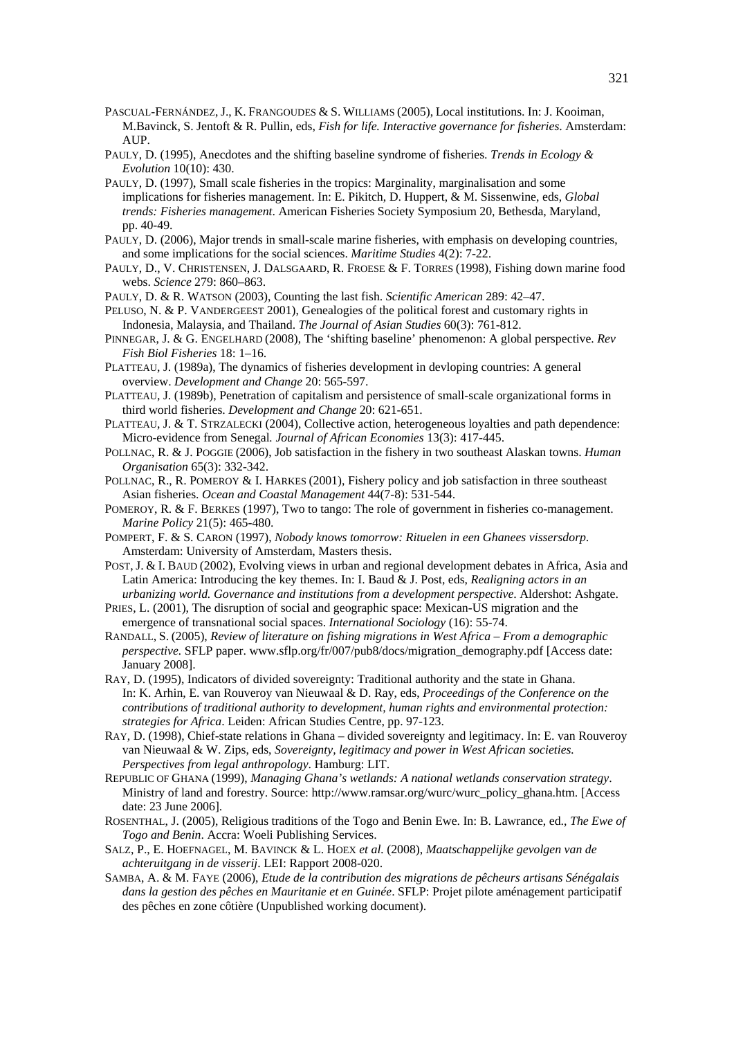PASCUAL-FERNÁNDEZ, J., K. FRANGOUDES & S. WILLIAMS (2005), Local institutions. In: J. Kooiman, M.Bavinck, S. Jentoft & R. Pullin, eds, *Fish for life. Interactive governance for fisheries*. Amsterdam: AUP.

PAULY, D. (1995), Anecdotes and the shifting baseline syndrome of fisheries. *Trends in Ecology & Evolution* 10(10): 430.

PAULY, D. (1997), Small scale fisheries in the tropics: Marginality, marginalisation and some implications for fisheries management. In: E. Pikitch, D. Huppert, & M. Sissenwine, eds, *Global trends: Fisheries management*. American Fisheries Society Symposium 20, Bethesda, Maryland, pp. 40-49.

PAULY, D. (2006), Major trends in small-scale marine fisheries, with emphasis on developing countries, and some implications for the social sciences. *Maritime Studies* 4(2): 7-22.

PAULY, D., V. CHRISTENSEN, J. DALSGAARD, R. FROESE & F. TORRES (1998), Fishing down marine food webs. *Science* 279: 860–863.

PAULY, D. & R. WATSON (2003), Counting the last fish. *Scientific American* 289: 42–47.

PELUSO, N. & P. VANDERGEEST 2001), Genealogies of the political forest and customary rights in Indonesia, Malaysia, and Thailand. *The Journal of Asian Studies* 60(3): 761-812.

PINNEGAR, J. & G. ENGELHARD (2008), The 'shifting baseline' phenomenon: A global perspective. *Rev Fish Biol Fisheries* 18: 1–16.

PLATTEAU, J. (1989a), The dynamics of fisheries development in devloping countries: A general overview. *Development and Change* 20: 565-597.

PLATTEAU, J. (1989b), Penetration of capitalism and persistence of small-scale organizational forms in third world fisheries. *Development and Change* 20: 621-651.

PLATTEAU, J. & T. STRZALECKI (2004), Collective action, heterogeneous loyalties and path dependence: Micro-evidence from Senegal*. Journal of African Economies* 13(3): 417-445.

POLLNAC, R. & J. POGGIE (2006), Job satisfaction in the fishery in two southeast Alaskan towns. *Human Organisation* 65(3): 332-342.

POLLNAC, R., R. POMEROY & I. HARKES (2001), Fishery policy and job satisfaction in three southeast Asian fisheries*. Ocean and Coastal Management* 44(7-8): 531-544.

POMEROY, R. & F. BERKES (1997), Two to tango: The role of government in fisheries co-management. *Marine Policy* 21(5): 465-480.

POMPERT, F. & S. CARON (1997), *Nobody knows tomorrow: Rituelen in een Ghanees vissersdorp*. Amsterdam: University of Amsterdam, Masters thesis.

POST, J. & I. BAUD (2002), Evolving views in urban and regional development debates in Africa, Asia and Latin America: Introducing the key themes. In: I. Baud & J. Post, eds, *Realigning actors in an urbanizing world. Governance and institutions from a development perspective.* Aldershot: Ashgate.

PRIES, L. (2001), The disruption of social and geographic space: Mexican-US migration and the emergence of transnational social spaces. *International Sociology* (16): 55-74.

RANDALL, S. (2005), *Review of literature on fishing migrations in West Africa – From a demographic perspective.* SFLP paper. www.sflp.org/fr/007/pub8/docs/migration_demography.pdf [Access date: January 2008].

RAY, D. (1995), Indicators of divided sovereignty: Traditional authority and the state in Ghana. In: K. Arhin, E. van Rouveroy van Nieuwaal & D. Ray, eds, *Proceedings of the Conference on the contributions of traditional authority to development, human rights and environmental protection: strategies for Africa*. Leiden: African Studies Centre, pp. 97-123.

RAY, D. (1998), Chief-state relations in Ghana – divided sovereignty and legitimacy. In: E. van Rouveroy van Nieuwaal & W. Zips, eds, *Sovereignty, legitimacy and power in West African societies. Perspectives from legal anthropology*. Hamburg: LIT.

REPUBLIC OF GHANA (1999), *Managing Ghana's wetlands: A national wetlands conservation strategy*. Ministry of land and forestry. Source: http://www.ramsar.org/wurc/wurc_policy_ghana.htm. [Access date: 23 June 2006].

ROSENTHAL, J. (2005), Religious traditions of the Togo and Benin Ewe. In: B. Lawrance, ed., *The Ewe of Togo and Benin*. Accra: Woeli Publishing Services.

SALZ, P., E. HOEFNAGEL, M. BAVINCK & L. HOEX *et al.* (2008), *Maatschappelijke gevolgen van de achteruitgang in de visserij*. LEI: Rapport 2008-020.

SAMBA, A. & M. FAYE (2006), *Etude de la contribution des migrations de pêcheurs artisans Sénégalais dans la gestion des pêches en Mauritanie et en Guinée*. SFLP: Projet pilote aménagement participatif des pêches en zone côtière (Unpublished working document).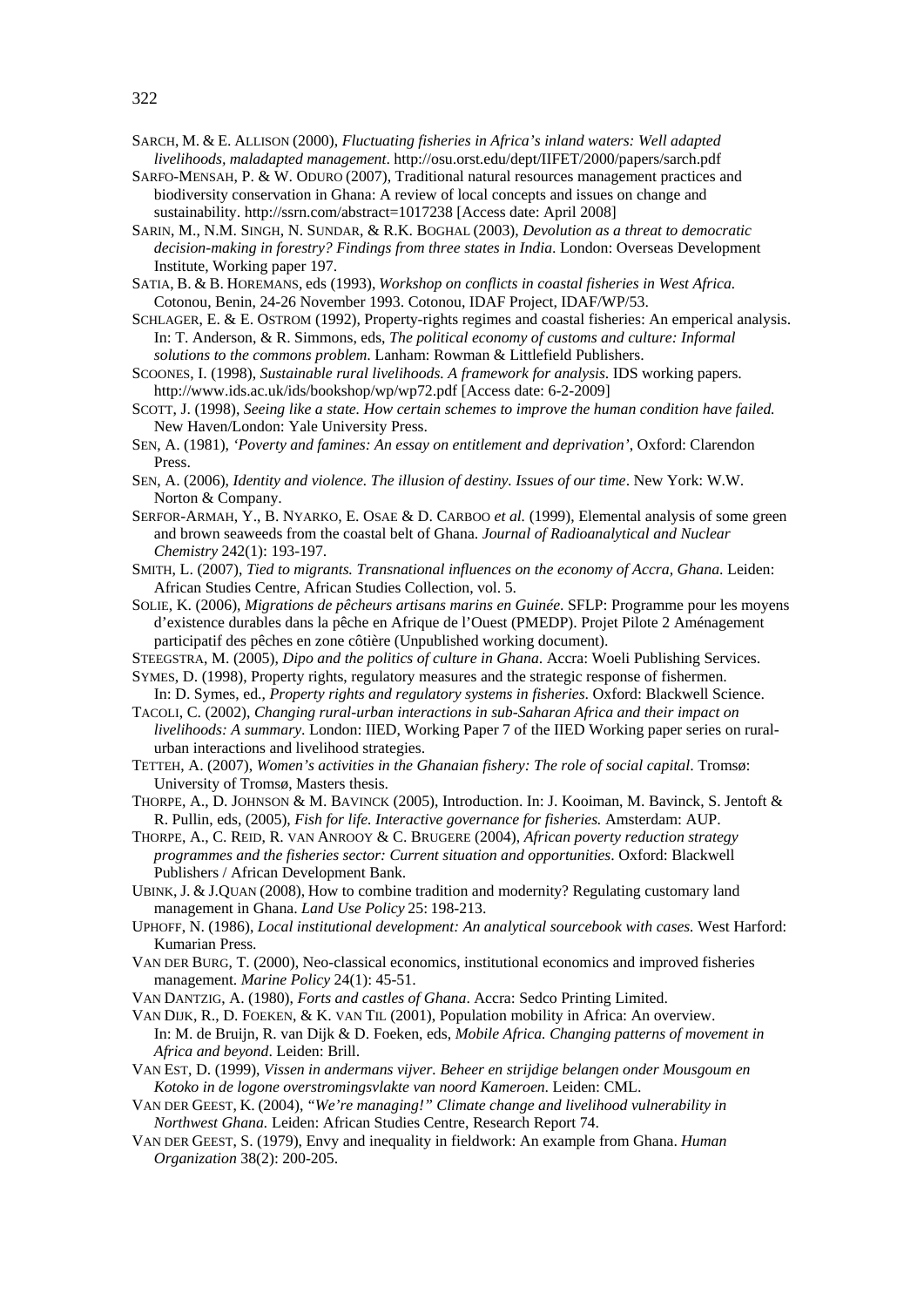SARCH, M. & E. ALLISON (2000), *Fluctuating fisheries in Africa's inland waters: Well adapted livelihoods, maladapted management*. http://osu.orst.edu/dept/IIFET/2000/papers/sarch.pdf

SARFO-MENSAH, P. & W. ODURO (2007), Traditional natural resources management practices and biodiversity conservation in Ghana: A review of local concepts and issues on change and sustainability. http://ssrn.com/abstract=1017238 [Access date: April 2008]

SARIN, M., N.M. SINGH, N. SUNDAR, & R.K. BOGHAL (2003), *Devolution as a threat to democratic decision-making in forestry? Findings from three states in India*. London: Overseas Development Institute, Working paper 197.

SATIA, B. & B. HOREMANS, eds (1993), *Workshop on conflicts in coastal fisheries in West Africa*. Cotonou, Benin, 24-26 November 1993. Cotonou, IDAF Project, IDAF/WP/53.

SCHLAGER, E. & E. OSTROM (1992), Property-rights regimes and coastal fisheries: An emperical analysis. In: T. Anderson, & R. Simmons, eds, *The political economy of customs and culture: Informal solutions to the commons problem*. Lanham: Rowman & Littlefield Publishers.

SCOONES, I. (1998), *Sustainable rural livelihoods. A framework for analysis*. IDS working papers. http://www.ids.ac.uk/ids/bookshop/wp/wp72.pdf [Access date: 6-2-2009]

SCOTT, J. (1998), *Seeing like a state. How certain schemes to improve the human condition have failed.* New Haven/London: Yale University Press.

SEN, A. (1981), *'Poverty and famines: An essay on entitlement and deprivation'*, Oxford: Clarendon Press.

SEN, A. (2006), *Identity and violence. The illusion of destiny. Issues of our time*. New York: W.W. Norton & Company.

SERFOR-ARMAH, Y., B. NYARKO, E. OSAE & D. CARBOO *et al.* (1999), Elemental analysis of some green and brown seaweeds from the coastal belt of Ghana. *Journal of Radioanalytical and Nuclear Chemistry* 242(1): 193-197.

SMITH, L. (2007), *Tied to migrants. Transnational influences on the economy of Accra, Ghana*. Leiden: African Studies Centre, African Studies Collection, vol. 5.

SOLIE, K. (2006), *Migrations de pêcheurs artisans marins en Guinée*. SFLP: Programme pour les moyens d'existence durables dans la pêche en Afrique de l'Ouest (PMEDP). Projet Pilote 2 Aménagement participatif des pêches en zone côtière (Unpublished working document).

STEEGSTRA, M. (2005), *Dipo and the politics of culture in Ghana*. Accra: Woeli Publishing Services.

SYMES, D. (1998), Property rights, regulatory measures and the strategic response of fishermen. In: D. Symes, ed., *Property rights and regulatory systems in fisheries*. Oxford: Blackwell Science.

TACOLI, C. (2002), *Changing rural-urban interactions in sub-Saharan Africa and their impact on livelihoods: A summary*. London: IIED, Working Paper 7 of the IIED Working paper series on rural-urban interactions and livelihood strategies.

TETTEH, A. (2007), *Women's activities in the Ghanaian fishery: The role of social capital*. Tromsø: University of Tromsø, Masters thesis.

THORPE, A., D. JOHNSON & M. BAVINCK (2005), Introduction. In: J. Kooiman, M. Bavinck, S. Jentoft & R. Pullin, eds, (2005), *Fish for life. Interactive governance for fisheries.* Amsterdam: AUP.

THORPE, A., C. REID, R. VAN ANROOY & C. BRUGERE (2004), *African poverty reduction strategy programmes and the fisheries sector: Current situation and opportunities*. Oxford: Blackwell Publishers / African Development Bank.

UBINK, J. & J.QUAN (2008), How to combine tradition and modernity? Regulating customary land management in Ghana. *Land Use Policy* 25: 198-213.

UPHOFF, N. (1986), *Local institutional development: An analytical sourcebook with cases.* West Harford: Kumarian Press.

VAN DER BURG, T. (2000), Neo-classical economics, institutional economics and improved fisheries management. *Marine Policy* 24(1): 45-51.

VAN DANTZIG, A. (1980), *Forts and castles of Ghana*. Accra: Sedco Printing Limited.

VAN DIJK, R., D. FOEKEN, & K. VAN TIL (2001), Population mobility in Africa: An overview. In: M. de Bruijn, R. van Dijk & D. Foeken, eds, *Mobile Africa. Changing patterns of movement in Africa and beyond*. Leiden: Brill.

VAN EST, D. (1999), *Vissen in andermans vijver. Beheer en strijdige belangen onder Mousgoum en Kotoko in de logone overstromingsvlakte van noord Kameroen*. Leiden: CML.

VAN DER GEEST, K. (2004), *"We're managing!" Climate change and livelihood vulnerability in Northwest Ghana.* Leiden: African Studies Centre, Research Report 74.

VAN DER GEEST, S. (1979), Envy and inequality in fieldwork: An example from Ghana. *Human Organization* 38(2): 200-205.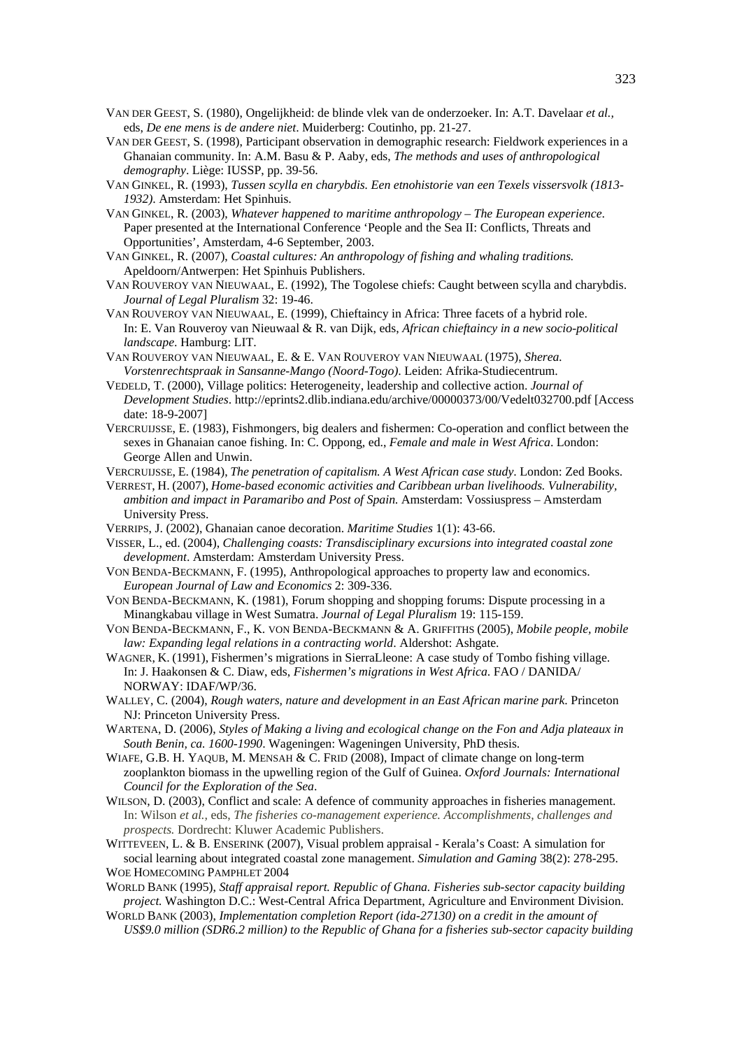VAN DER GEEST, S. (1980), Ongelijkheid: de blinde vlek van de onderzoeker. In: A.T. Davelaar *et al.*, eds, *De ene mens is de andere niet*. Muiderberg: Coutinho, pp. 21-27.

VAN DER GEEST, S. (1998), Participant observation in demographic research: Fieldwork experiences in a Ghanaian community. In: A.M. Basu & P. Aaby, eds, *The methods and uses of anthropological demography*. Liège: IUSSP, pp. 39-56.

VAN GINKEL, R. (1993), *Tussen scylla en charybdis. Een etnohistorie van een Texels vissersvolk (1813-1932)*. Amsterdam: Het Spinhuis.

VAN GINKEL, R. (2003), *Whatever happened to maritime anthropology – The European experience*. Paper presented at the International Conference 'People and the Sea II: Conflicts, Threats and Opportunities', Amsterdam, 4-6 September, 2003.

VAN GINKEL, R. (2007), *Coastal cultures: An anthropology of fishing and whaling traditions.* Apeldoorn/Antwerpen: Het Spinhuis Publishers.

VAN ROUVEROY VAN NIEUWAAL, E. (1992), The Togolese chiefs: Caught between scylla and charybdis. *Journal of Legal Pluralism* 32: 19-46.

VAN ROUVEROY VAN NIEUWAAL, E. (1999), Chieftaincy in Africa: Three facets of a hybrid role. In: E. Van Rouveroy van Nieuwaal & R. van Dijk, eds, *African chieftaincy in a new socio-political landscape*. Hamburg: LIT.

VAN ROUVEROY VAN NIEUWAAL, E. & E. VAN ROUVEROY VAN NIEUWAAL (1975), *Sherea. Vorstenrechtspraak in Sansanne-Mango (Noord-Togo)*. Leiden: Afrika-Studiecentrum.

VEDELD, T. (2000), Village politics: Heterogeneity, leadership and collective action. *Journal of Development Studies*. http://eprints2.dlib.indiana.edu/archive/00000373/00/Vedelt032700.pdf [Access date: 18-9-2007]

VERCRUIJSSE, E. (1983), Fishmongers, big dealers and fishermen: Co-operation and conflict between the sexes in Ghanaian canoe fishing. In: C. Oppong, ed., *Female and male in West Africa*. London: George Allen and Unwin.

VERCRUIJSSE, E. (1984), *The penetration of capitalism. A West African case study*. London: Zed Books.

VERREST, H. (2007), *Home-based economic activities and Caribbean urban livelihoods. Vulnerability, ambition and impact in Paramaribo and Post of Spain.* Amsterdam: Vossiuspress – Amsterdam University Press.

VERRIPS, J. (2002), Ghanaian canoe decoration. *Maritime Studies* 1(1): 43-66.

VISSER, L., ed. (2004), *Challenging coasts: Transdisciplinary excursions into integrated coastal zone development*. Amsterdam: Amsterdam University Press.

VON BENDA-BECKMANN, F. (1995), Anthropological approaches to property law and economics. *European Journal of Law and Economics* 2: 309-336.

VON BENDA-BECKMANN, K. (1981), Forum shopping and shopping forums: Dispute processing in a Minangkabau village in West Sumatra. *Journal of Legal Pluralism* 19: 115-159.

VON BENDA-BECKMANN, F., K. VON BENDA-BECKMANN & A. GRIFFITHS (2005), *Mobile people, mobile law: Expanding legal relations in a contracting world*. Aldershot: Ashgate.

WAGNER, K. (1991), Fishermen's migrations in SierraLleone: A case study of Tombo fishing village. In: J. Haakonsen & C. Diaw, eds, *Fishermen's migrations in West Africa*. FAO / DANIDA/ NORWAY: IDAF/WP/36.

WALLEY, C. (2004), *Rough waters, nature and development in an East African marine park*. Princeton NJ: Princeton University Press.

WARTENA, D. (2006), *Styles of Making a living and ecological change on the Fon and Adja plateaux in South Benin, ca. 1600-1990*. Wageningen: Wageningen University, PhD thesis.

WIAFE, G.B. H. YAQUB, M. MENSAH & C. FRID (2008), Impact of climate change on long-term zooplankton biomass in the upwelling region of the Gulf of Guinea. *Oxford Journals: International Council for the Exploration of the Sea*.

WILSON, D. (2003), Conflict and scale: A defence of community approaches in fisheries management. In: Wilson *et al.*, eds, *The fisheries co-management experience. Accomplishments, challenges and prospects.* Dordrecht: Kluwer Academic Publishers.

WITTEVEEN, L. & B. ENSERINK (2007), Visual problem appraisal - Kerala's Coast: A simulation for social learning about integrated coastal zone management. *Simulation and Gaming* 38(2): 278-295.

WOE HOMECOMING PAMPHLET 2004

WORLD BANK (1995), *Staff appraisal report. Republic of Ghana. Fisheries sub-sector capacity building project.* Washington D.C.: West-Central Africa Department, Agriculture and Environment Division.

WORLD BANK (2003), *Implementation completion Report (ida-27130) on a credit in the amount of US$9.0 million (SDR6.2 million) to the Republic of Ghana for a fisheries sub-sector capacity building*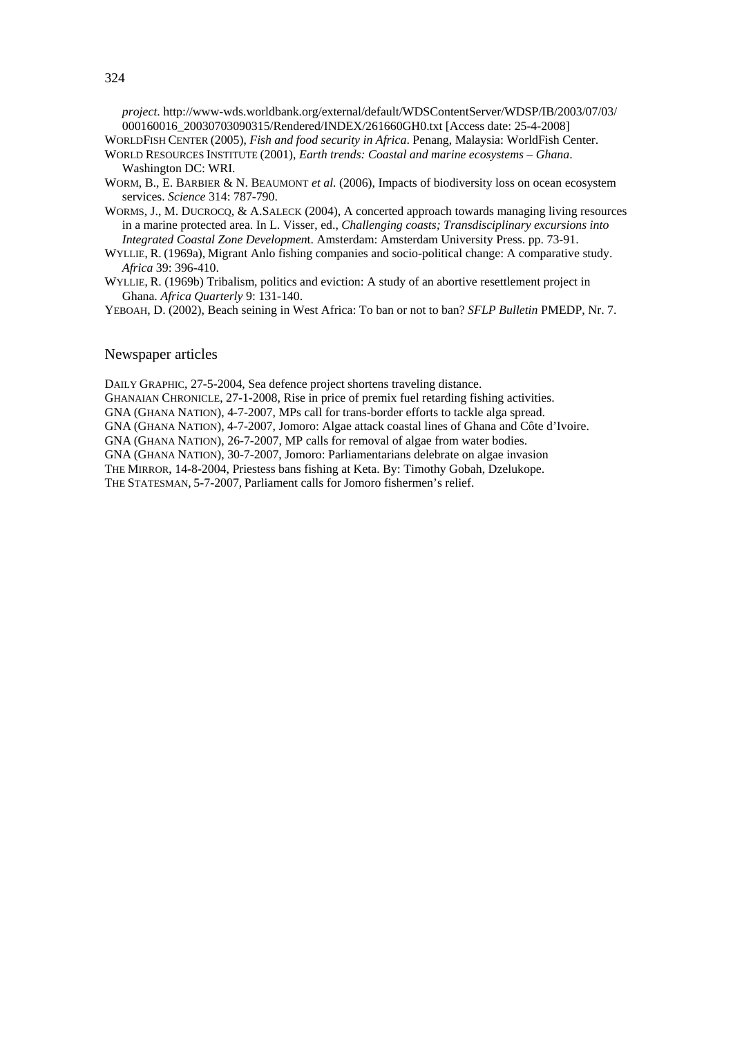*project*. http://www-wds.worldbank.org/external/default/WDSContentServer/WDSP/IB/2003/07/03/000160016_20030703090315/Rendered/INDEX/261660GH0.txt [Access date: 25-4-2008]

WORLDFISH CENTER (2005), *Fish and food security in Africa*. Penang, Malaysia: WorldFish Center.

WORLD RESOURCES INSTITUTE (2001), *Earth trends: Coastal and marine ecosystems – Ghana*. Washington DC: WRI.

WORM, B., E. BARBIER & N. BEAUMONT *et al.* (2006), Impacts of biodiversity loss on ocean ecosystem services. *Science* 314: 787-790.

WORMS, J., M. DUCROCQ, & A.SALECK (2004), A concerted approach towards managing living resources in a marine protected area. In L. Visser, ed., *Challenging coasts; Transdisciplinary excursions into Integrated Coastal Zone Developmen*t. Amsterdam: Amsterdam University Press. pp. 73-91.

WYLLIE, R. (1969a), Migrant Anlo fishing companies and socio-political change: A comparative study. *Africa* 39: 396-410.

WYLLIE, R. (1969b) Tribalism, politics and eviction: A study of an abortive resettlement project in Ghana. *Africa Quarterly* 9: 131-140.

YEBOAH, D. (2002), Beach seining in West Africa: To ban or not to ban? *SFLP Bulletin* PMEDP, Nr. 7.

## Newspaper articles

DAILY GRAPHIC, 27-5-2004, Sea defence project shortens traveling distance.

GHANAIAN CHRONICLE, 27-1-2008, Rise in price of premix fuel retarding fishing activities.

GNA (GHANA NATION), 4-7-2007, MPs call for trans-border efforts to tackle alga spread.

GNA (GHANA NATION), 4-7-2007, Jomoro: Algae attack coastal lines of Ghana and Côte d'Ivoire.

GNA (GHANA NATION), 26-7-2007, MP calls for removal of algae from water bodies.

GNA (GHANA NATION), 30-7-2007, Jomoro: Parliamentarians delebrate on algae invasion

THE MIRROR, 14-8-2004, Priestess bans fishing at Keta. By: Timothy Gobah, Dzelukope.

THE STATESMAN, 5-7-2007, Parliament calls for Jomoro fishermen's relief.